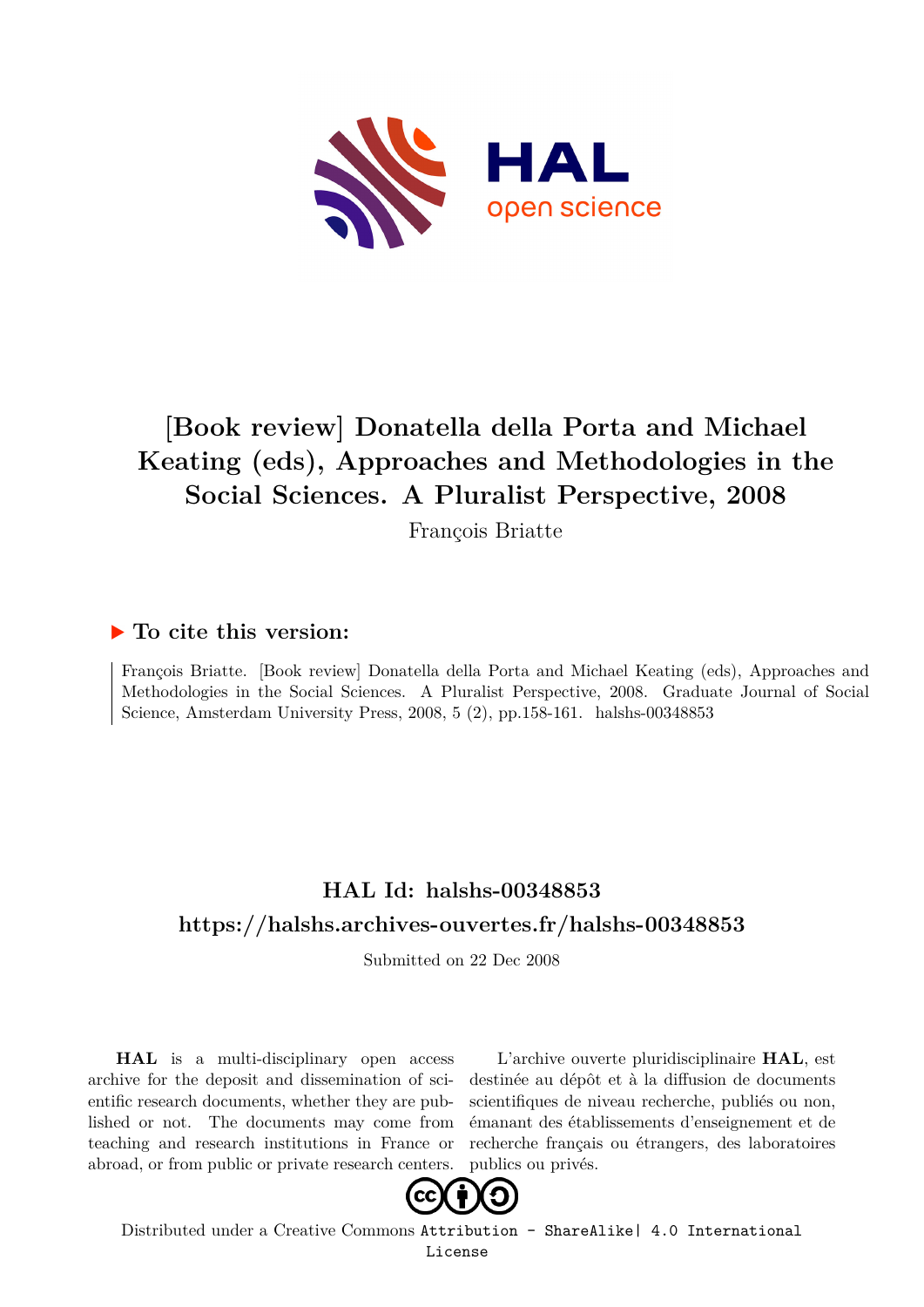# [Book review] Donatella della Porta and Michael Keating (eds), Approaches and Methodologies in the Social Sciences. A Pluralist Perspective, 2008

François Briatte

## ▶ To cite this version:

François Briatte. [Book review] Donatella della Porta and Michael Keating (eds), Approaches and Methodologies in the Social Sciences. A Pluralist Perspective, 2008. Graduate Journal of Social Science, Amsterdam University Press, 2008, 5 (2), pp.158-161. halshs-00348853

## HAL Id: halshs-00348853

## https://halshs.archives-ouvertes.fr/halshs-00348853

Submitted on 22 Dec 2008

**HAL** is a multi-disciplinary open access archive for the deposit and dissemination of scientific research documents, whether they are published or not. The documents may come from teaching and research institutions in France or abroad, or from public or private research centers.

L'archive ouverte pluridisciplinaire **HAL**, est destinée au dépôt et à la diffusion de documents scientifiques de niveau recherche, publiés ou non, émanant des établissements d'enseignement et de recherche français ou étrangers, des laboratoires publics ou privés.

Distributed under a Creative Commons Attribution - ShareAlike| 4.0 International License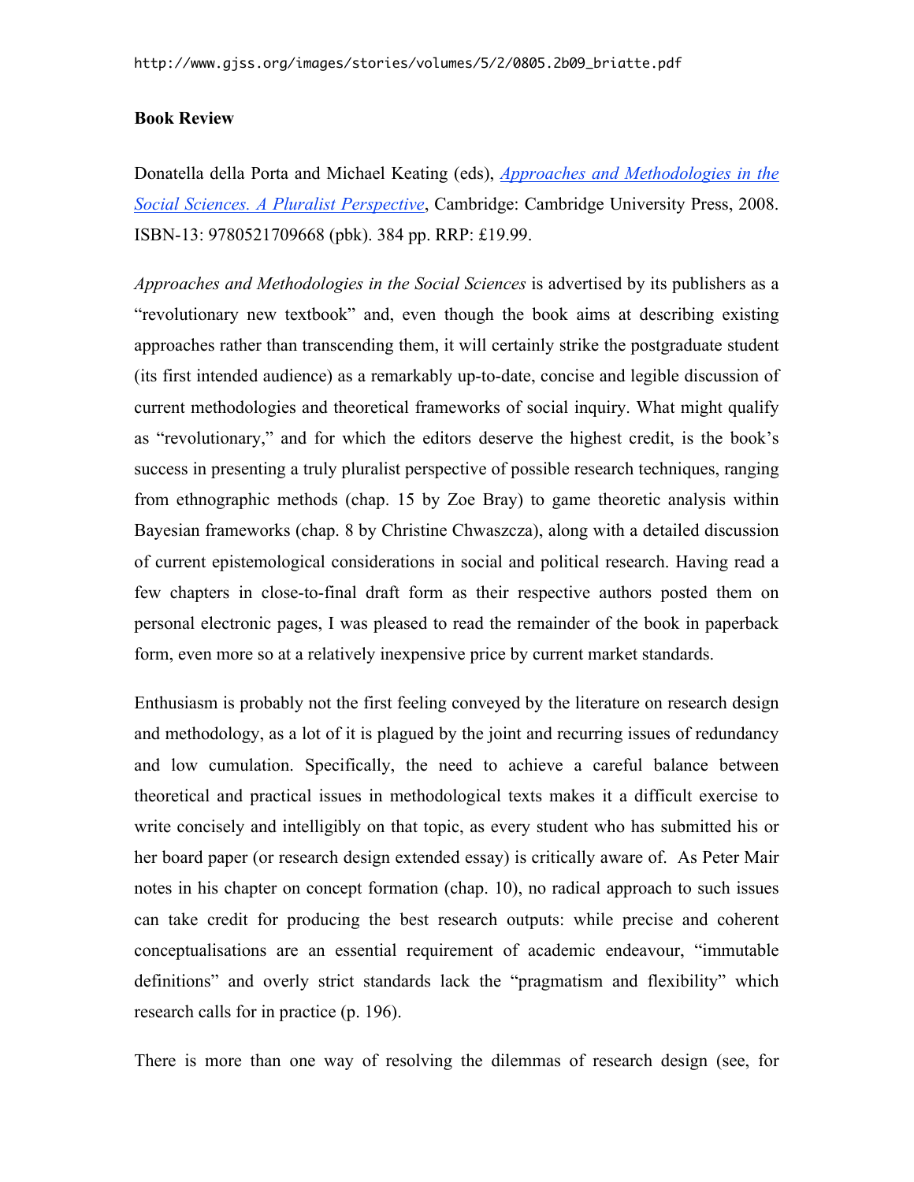http://www.gjss.org/images/stories/volumes/5/2/0805.2b09_briatte.pdf

**Book Review**

Donatella della Porta and Michael Keating (eds), *Approaches and Methodologies in the Social Sciences. A Pluralist Perspective*, Cambridge: Cambridge University Press, 2008. ISBN-13: 9780521709668 (pbk). 384 pp. RRP: £19.99.

*Approaches and Methodologies in the Social Sciences* is advertised by its publishers as a "revolutionary new textbook" and, even though the book aims at describing existing approaches rather than transcending them, it will certainly strike the postgraduate student (its first intended audience) as a remarkably up-to-date, concise and legible discussion of current methodologies and theoretical frameworks of social inquiry. What might qualify as "revolutionary," and for which the editors deserve the highest credit, is the book's success in presenting a truly pluralist perspective of possible research techniques, ranging from ethnographic methods (chap. 15 by Zoe Bray) to game theoretic analysis within Bayesian frameworks (chap. 8 by Christine Chwaszcza), along with a detailed discussion of current epistemological considerations in social and political research. Having read a few chapters in close-to-final draft form as their respective authors posted them on personal electronic pages, I was pleased to read the remainder of the book in paperback form, even more so at a relatively inexpensive price by current market standards.

Enthusiasm is probably not the first feeling conveyed by the literature on research design and methodology, as a lot of it is plagued by the joint and recurring issues of redundancy and low cumulation. Specifically, the need to achieve a careful balance between theoretical and practical issues in methodological texts makes it a difficult exercise to write concisely and intelligibly on that topic, as every student who has submitted his or her board paper (or research design extended essay) is critically aware of. As Peter Mair notes in his chapter on concept formation (chap. 10), no radical approach to such issues can take credit for producing the best research outputs: while precise and coherent conceptualisations are an essential requirement of academic endeavour, "immutable definitions" and overly strict standards lack the "pragmatism and flexibility" which research calls for in practice (p. 196).

There is more than one way of resolving the dilemmas of research design (see, for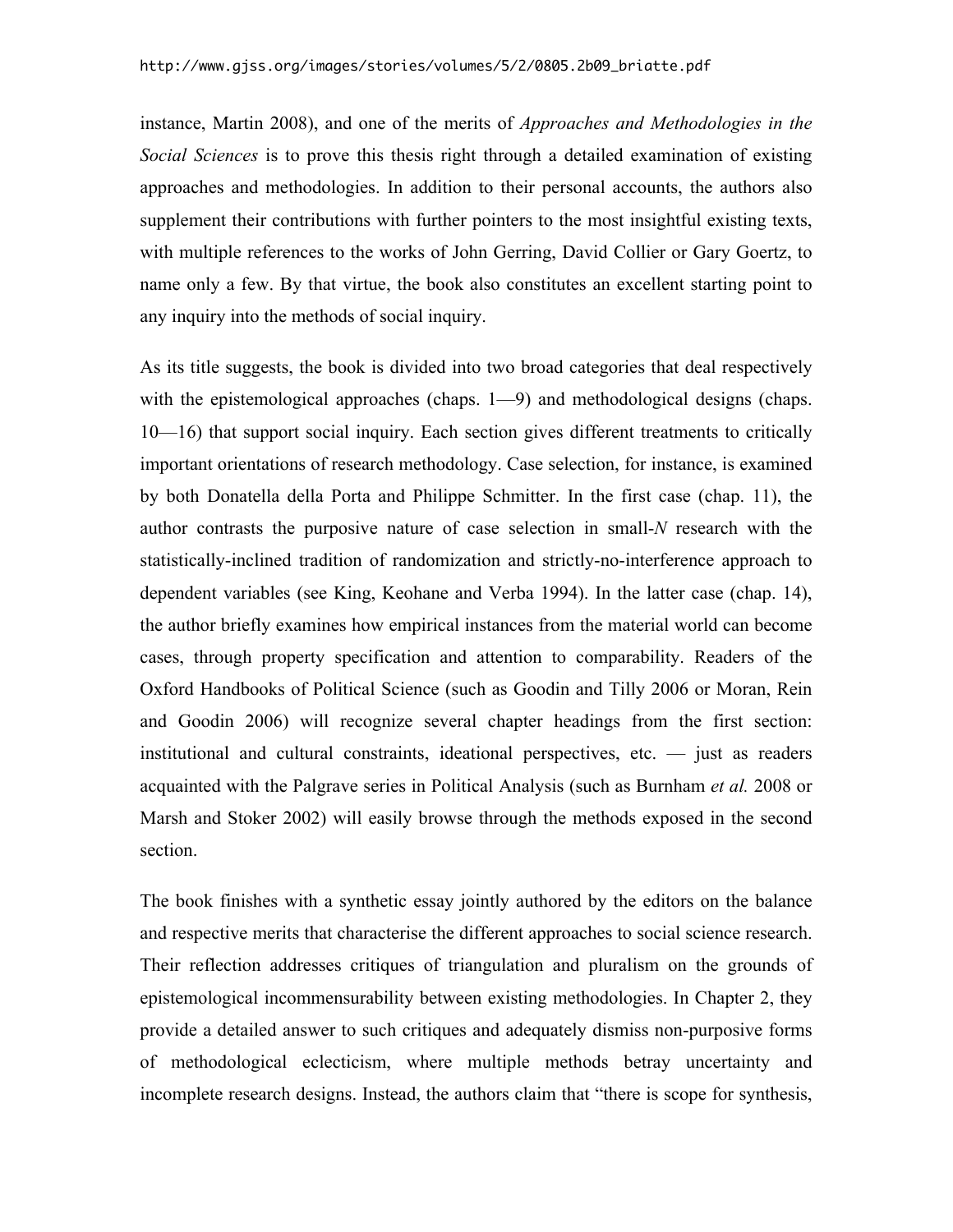instance, Martin 2008), and one of the merits of *Approaches and Methodologies in the Social Sciences* is to prove this thesis right through a detailed examination of existing approaches and methodologies. In addition to their personal accounts, the authors also supplement their contributions with further pointers to the most insightful existing texts, with multiple references to the works of John Gerring, David Collier or Gary Goertz, to name only a few. By that virtue, the book also constitutes an excellent starting point to any inquiry into the methods of social inquiry.

As its title suggests, the book is divided into two broad categories that deal respectively with the epistemological approaches (chaps. 1—9) and methodological designs (chaps. 10—16) that support social inquiry. Each section gives different treatments to critically important orientations of research methodology. Case selection, for instance, is examined by both Donatella della Porta and Philippe Schmitter. In the first case (chap. 11), the author contrasts the purposive nature of case selection in small-*N* research with the statistically-inclined tradition of randomization and strictly-no-interference approach to dependent variables (see King, Keohane and Verba 1994). In the latter case (chap. 14), the author briefly examines how empirical instances from the material world can become cases, through property specification and attention to comparability. Readers of the Oxford Handbooks of Political Science (such as Goodin and Tilly 2006 or Moran, Rein and Goodin 2006) will recognize several chapter headings from the first section: institutional and cultural constraints, ideational perspectives, etc. — just as readers acquainted with the Palgrave series in Political Analysis (such as Burnham *et al.* 2008 or Marsh and Stoker 2002) will easily browse through the methods exposed in the second section.

The book finishes with a synthetic essay jointly authored by the editors on the balance and respective merits that characterise the different approaches to social science research. Their reflection addresses critiques of triangulation and pluralism on the grounds of epistemological incommensurability between existing methodologies. In Chapter 2, they provide a detailed answer to such critiques and adequately dismiss non-purposive forms of methodological eclecticism, where multiple methods betray uncertainty and incomplete research designs. Instead, the authors claim that "there is scope for synthesis,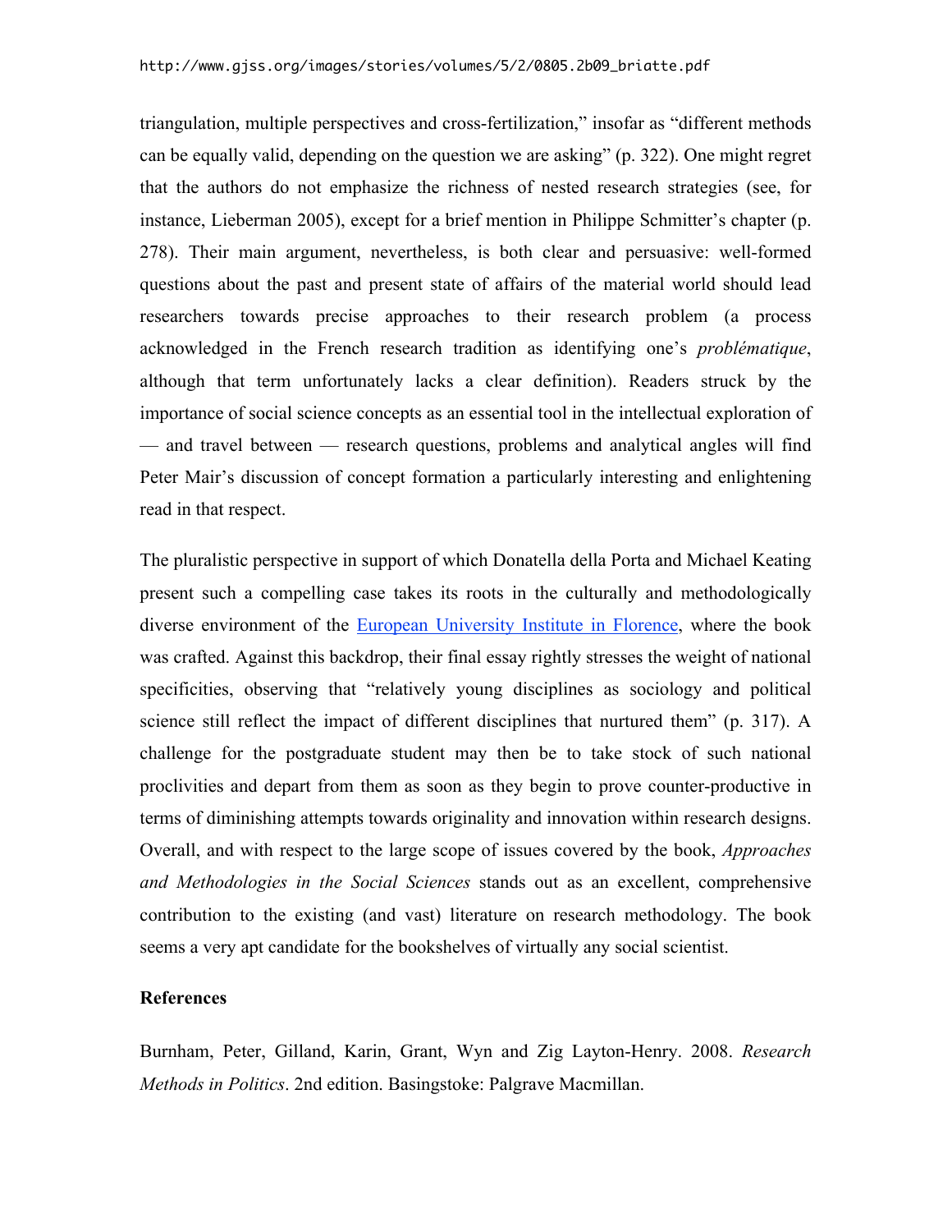triangulation, multiple perspectives and cross-fertilization," insofar as "different methods can be equally valid, depending on the question we are asking" (p. 322). One might regret that the authors do not emphasize the richness of nested research strategies (see, for instance, Lieberman 2005), except for a brief mention in Philippe Schmitter's chapter (p. 278). Their main argument, nevertheless, is both clear and persuasive: well-formed questions about the past and present state of affairs of the material world should lead researchers towards precise approaches to their research problem (a process acknowledged in the French research tradition as identifying one's *problématique*, although that term unfortunately lacks a clear definition). Readers struck by the importance of social science concepts as an essential tool in the intellectual exploration of — and travel between — research questions, problems and analytical angles will find Peter Mair's discussion of concept formation a particularly interesting and enlightening read in that respect.

The pluralistic perspective in support of which Donatella della Porta and Michael Keating present such a compelling case takes its roots in the culturally and methodologically diverse environment of the European University Institute in Florence, where the book was crafted. Against this backdrop, their final essay rightly stresses the weight of national specificities, observing that "relatively young disciplines as sociology and political science still reflect the impact of different disciplines that nurtured them" (p. 317). A challenge for the postgraduate student may then be to take stock of such national proclivities and depart from them as soon as they begin to prove counter-productive in terms of diminishing attempts towards originality and innovation within research designs. Overall, and with respect to the large scope of issues covered by the book, *Approaches and Methodologies in the Social Sciences* stands out as an excellent, comprehensive contribution to the existing (and vast) literature on research methodology. The book seems a very apt candidate for the bookshelves of virtually any social scientist.

**References**

Burnham, Peter, Gilland, Karin, Grant, Wyn and Zig Layton-Henry. 2008. *Research Methods in Politics*. 2nd edition. Basingstoke: Palgrave Macmillan.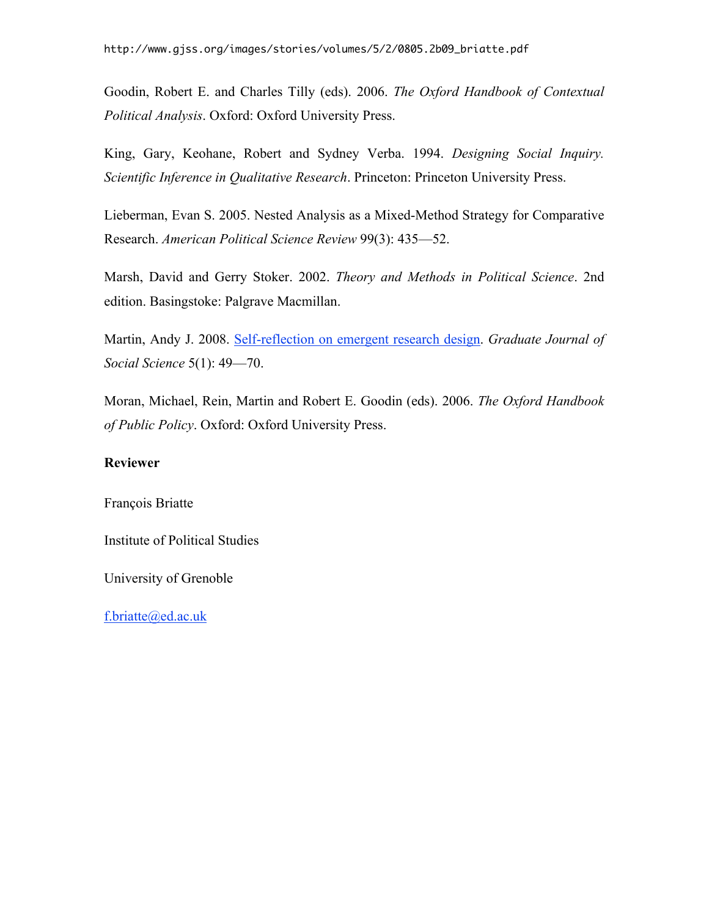http://www.gjss.org/images/stories/volumes/5/2/0805.2b09_briatte.pdf

Goodin, Robert E. and Charles Tilly (eds). 2006. *The Oxford Handbook of Contextual Political Analysis*. Oxford: Oxford University Press.

King, Gary, Keohane, Robert and Sydney Verba. 1994. *Designing Social Inquiry. Scientific Inference in Qualitative Research*. Princeton: Princeton University Press.

Lieberman, Evan S. 2005. Nested Analysis as a Mixed-Method Strategy for Comparative Research. *American Political Science Review* 99(3): 435—52.

Marsh, David and Gerry Stoker. 2002. *Theory and Methods in Political Science*. 2nd edition. Basingstoke: Palgrave Macmillan.

Martin, Andy J. 2008. Self-reflection on emergent research design. *Graduate Journal of Social Science* 5(1): 49—70.

Moran, Michael, Rein, Martin and Robert E. Goodin (eds). 2006. *The Oxford Handbook of Public Policy*. Oxford: Oxford University Press.

**Reviewer**

François Briatte

Institute of Political Studies

University of Grenoble

f.briatte@ed.ac.uk